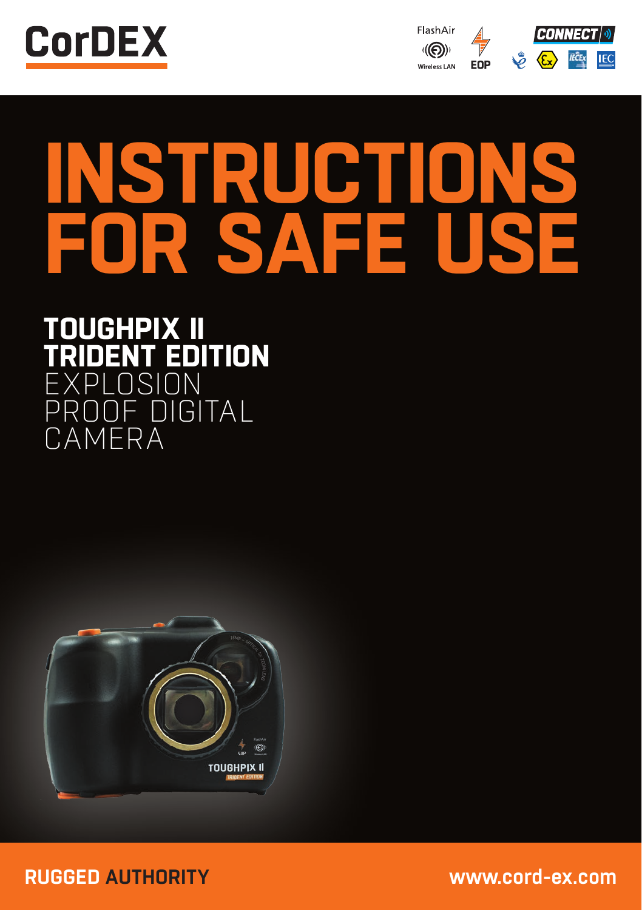CorDEX

FlashAir Wireless LAN

EOP

CONNECT

# INSTRUCTIONS FOR SAFE USE

## TOUGHPIX II TRIDENT EDITION

EXPLOSION PROOF DIGITAL CAMERA

RUGGED AUTHORITY

www.cord-ex.com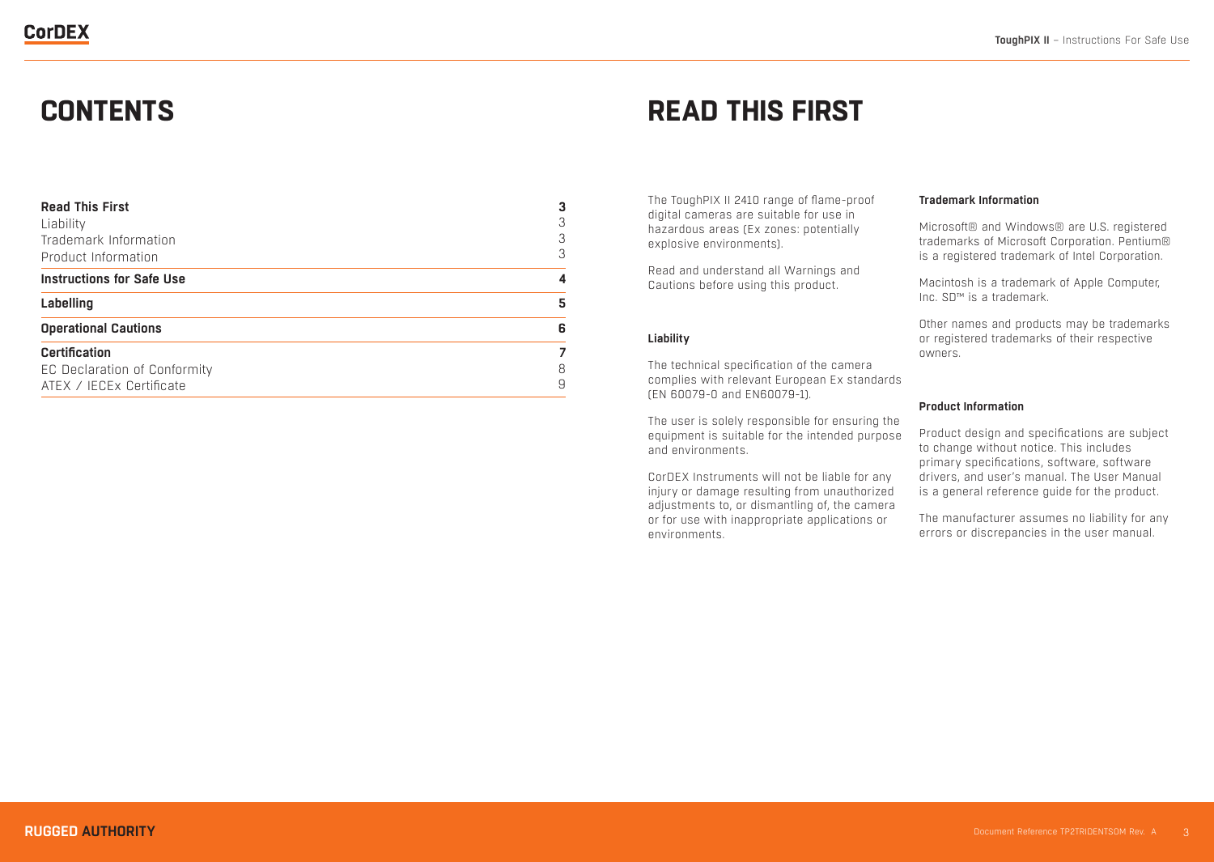# CONTENTS

| | |
|---|---|
| **Read This First** | **3** |
| Liability | 3 |
| Trademark Information | 3 |
| Product Information | 3 |
| **Instructions for Safe Use** | **4** |
| **Labelling** | **5** |
| **Operational Cautions** | **6** |
| **Certification** | **7** |
| EC Declaration of Conformity | 8 |
| ATEX / IECEx Certificate | 9 |

# READ THIS FIRST

The ToughPIX II 2410 range of flame-proof digital cameras are suitable for use in hazardous areas (Ex zones: potentially explosive environments).

Read and understand all Warnings and Cautions before using this product.

### Liability

The technical specification of the camera complies with relevant European Ex standards (EN 60079-0 and EN60079-1).

The user is solely responsible for ensuring the equipment is suitable for the intended purpose and environments.

CorDEX Instruments will not be liable for any injury or damage resulting from unauthorized adjustments to, or dismantling of, the camera or for use with inappropriate applications or environments.

### Trademark Information

Microsoft® and Windows® are U.S. registered trademarks of Microsoft Corporation. Pentium® is a registered trademark of Intel Corporation.

Macintosh is a trademark of Apple Computer, Inc. SD™ is a trademark.

Other names and products may be trademarks or registered trademarks of their respective owners.

### Product Information

Product design and specifications are subject to change without notice. This includes primary specifications, software, software drivers, and user's manual. The User Manual is a general reference guide for the product.

The manufacturer assumes no liability for any errors or discrepancies in the user manual.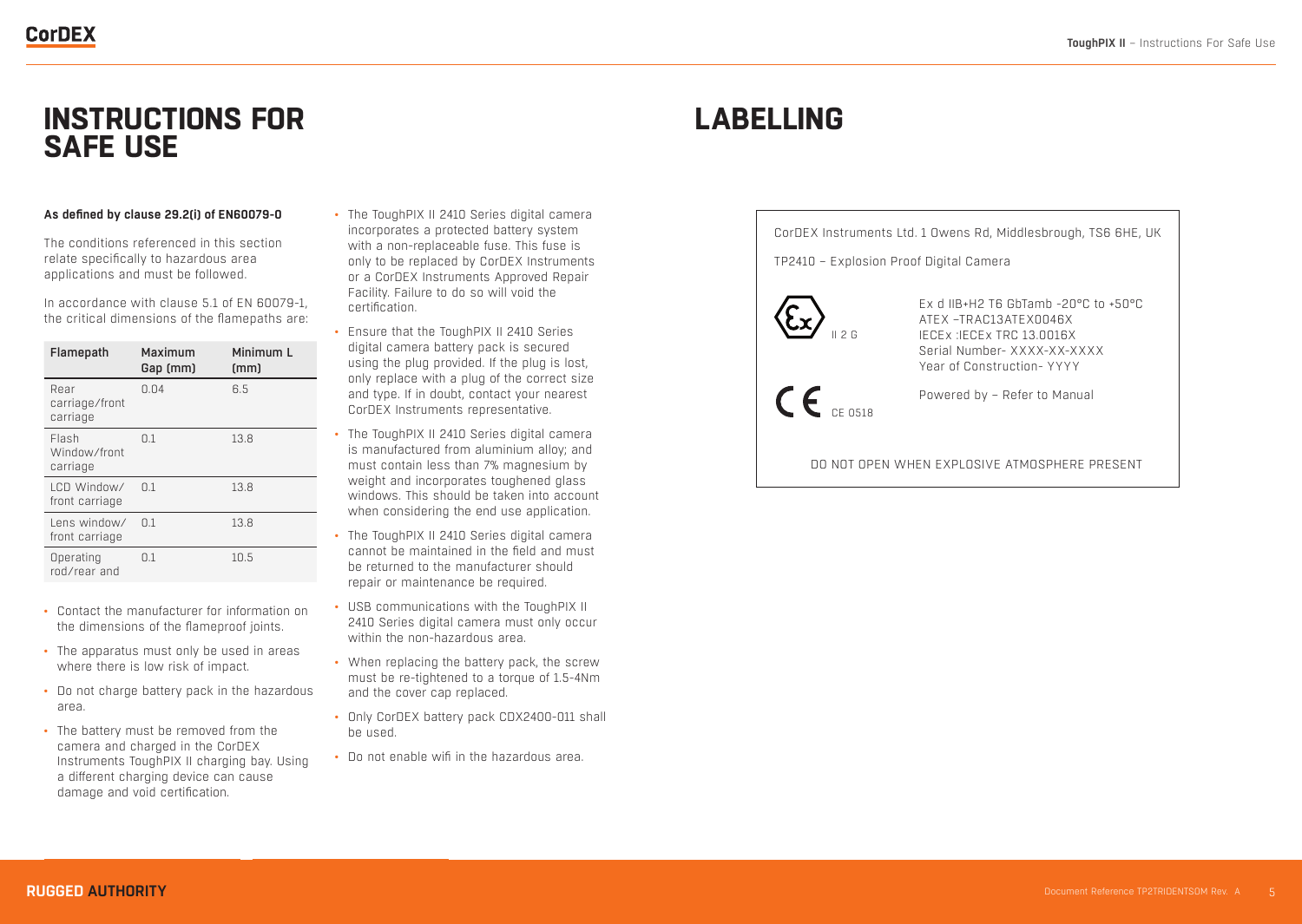# INSTRUCTIONS FOR SAFE USE

**As defined by clause 29.2(i) of EN60079-0**

The conditions referenced in this section relate specifically to hazardous area applications and must be followed.

In accordance with clause 5.1 of EN 60079-1, the critical dimensions of the flamepaths are:

| Flamepath | Maximum Gap (mm) | Minimum L (mm) |
|---|---|---|
| Rear carriage/front carriage | 0.04 | 6.5 |
| Flash Window/front carriage | 0.1 | 13.8 |
| LCD Window/ front carriage | 0.1 | 13.8 |
| Lens window/ front carriage | 0.1 | 13.8 |
| Operating rod/rear and | 0.1 | 10.5 |

- Contact the manufacturer for information on the dimensions of the flameproof joints.
- The apparatus must only be used in areas where there is low risk of impact.
- Do not charge battery pack in the hazardous area.
- The battery must be removed from the camera and charged in the CorDEX Instruments ToughPIX II charging bay. Using a different charging device can cause damage and void certification.
- The ToughPIX II 2410 Series digital camera incorporates a protected battery system with a non-replaceable fuse. This fuse is only to be replaced by CorDEX Instruments or a CorDEX Instruments Approved Repair Facility. Failure to do so will void the certification.
- Ensure that the ToughPIX II 2410 Series digital camera battery pack is secured using the plug provided. If the plug is lost, only replace with a plug of the correct size and type. If in doubt, contact your nearest CorDEX Instruments representative.
- The ToughPIX II 2410 Series digital camera is manufactured from aluminium alloy; and must contain less than 7% magnesium by weight and incorporates toughened glass windows. This should be taken into account when considering the end use application.
- The ToughPIX II 2410 Series digital camera cannot be maintained in the field and must be returned to the manufacturer should repair or maintenance be required.
- USB communications with the ToughPIX II 2410 Series digital camera must only occur within the non-hazardous area.
- When replacing the battery pack, the screw must be re-tightened to a torque of 1.5-4Nm and the cover cap replaced.
- Only CorDEX battery pack CDX2400-011 shall be used.
- Do not enable wifi in the hazardous area.

# LABELLING

CorDEX Instruments Ltd. 1 Owens Rd, Middlesbrough, TS6 6HE, UK

TP2410 – Explosion Proof Digital Camera

II 2 G

Ex d IIB+H2 T6 GbTamb -20°C to +50°C
ATEX –TRAC13ATEX0046X
IECEx :IECEx TRC 13.0016X
Serial Number- XXXX-XX-XXXX
Year of Construction- YYYY

CE 0518

Powered by – Refer to Manual

DO NOT OPEN WHEN EXPLOSIVE ATMOSPHERE PRESENT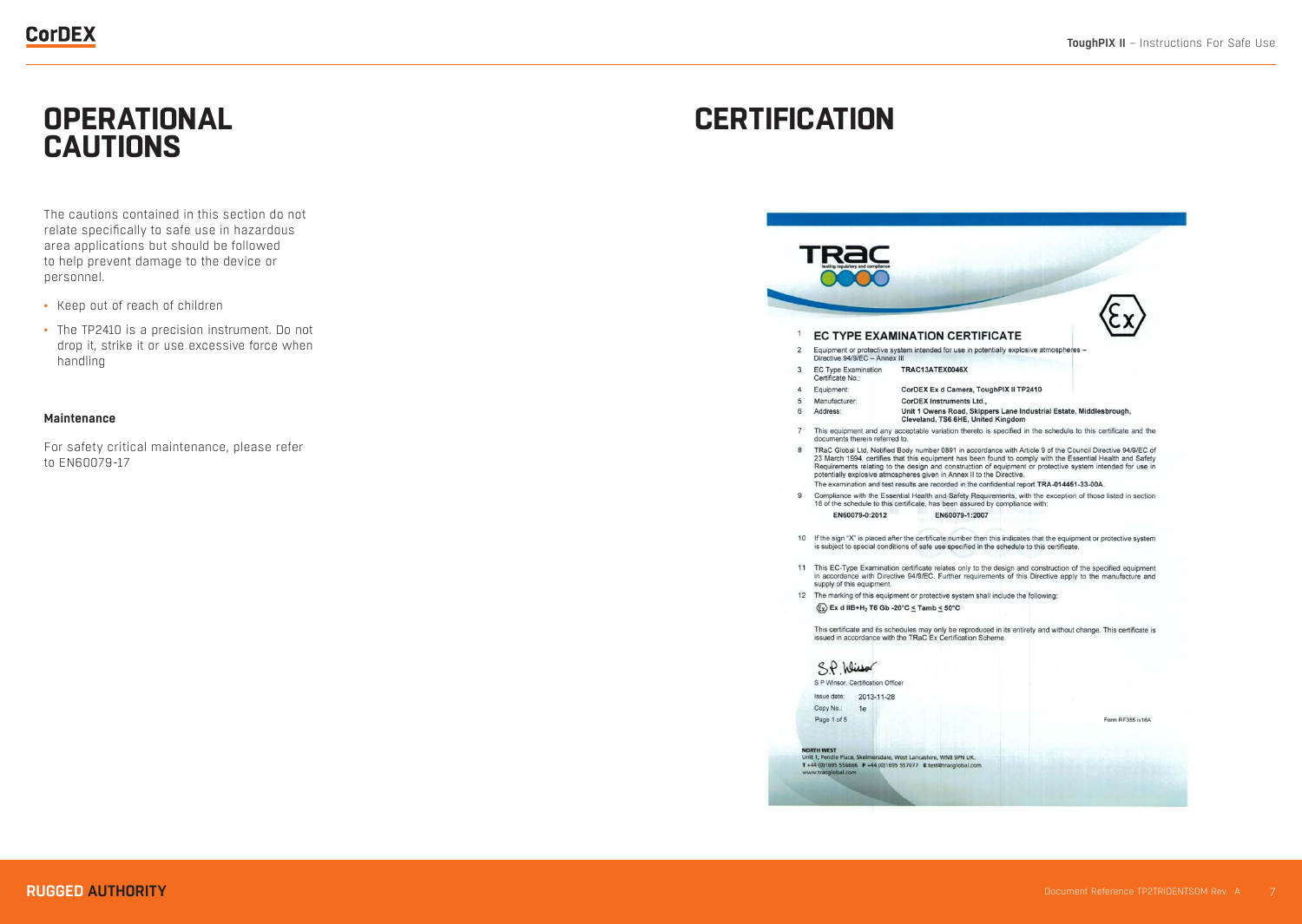# OPERATIONAL CAUTIONS

The cautions contained in this section do not relate specifically to safe use in hazardous area applications but should be followed to help prevent damage to the device or personnel.

- Keep out of reach of children
- The TP2410 is a precision instrument. Do not drop it, strike it or use excessive force when handling

**Maintenance**

For safety critical maintenance, please refer to EN60079-17

# CERTIFICATION

TRaC
testing regulatory and compliance

1 **EC TYPE EXAMINATION CERTIFICATE**

2 Equipment or protective system intended for use in potentially explosive atmospheres – Directive 94/9/EC – Annex III

3 EC Type Examination Certificate No.: **TRAC13ATEX0046X**

4 Equipment: **CorDEX Ex d Camera, ToughPIX II TP2410**

5 Manufacturer: **CorDEX Instruments Ltd.,**

6 Address: **Unit 1 Owens Road, Skippers Lane Industrial Estate, Middlesbrough, Cleveland, TS6 6HE, United Kingdom**

7 This equipment and any acceptable variation thereto is specified in the schedule to this certificate and the documents therein referred to.

8 TRaC Global Ltd, Notified Body number 0891 in accordance with Article 9 of the Council Directive 94/9/EC of 23 March 1994, certifies that this equipment has been found to comply with the Essential Health and Safety Requirements relating to the design and construction of equipment or protective system intended for use in potentially explosive atmospheres given in Annex II to the Directive.
The examination and test results are recorded in the confidential report TRA-014461-33-00A.

9 Compliance with the Essential Health and Safety Requirements, with the exception of those listed in section 16 of the schedule to this certificate, has been assured by compliance with:
**EN60079-0:2012** **EN60079-1:2007**

10 If the sign "X" is placed after the certificate number then this indicates that the equipment or protective system is subject to special conditions of safe use specified in the schedule to this certificate.

11 This EC-Type Examination certificate relates only to the design and construction of the specified equipment in accordance with Directive 94/9/EC. Further requirements of this Directive apply to the manufacture and supply of this equipment.

12 The marking of this equipment or protective system shall include the following:
**Ex d IIB+$H_2$ T6 Gb -20°C ≤ Tamb ≤ 50°C**

This certificate and its schedules may only be reproduced in its entirety and without change. This certificate is issued in accordance with the TRaC Ex Certification Scheme.

S P Winsor, Certification Officer

Issue date: 2013-11-28
Copy No.: 1e
Page 1 of 5

Form RF355 is16A

**NORTH WEST**
Unit 1, Pendle Place, Skelmersdale, West Lancashire, WN8 9PN UK.
T +44 (0)1695 556666 F +44 (0)1695 557077 E test@tracglobal.com
www.tracglobal.com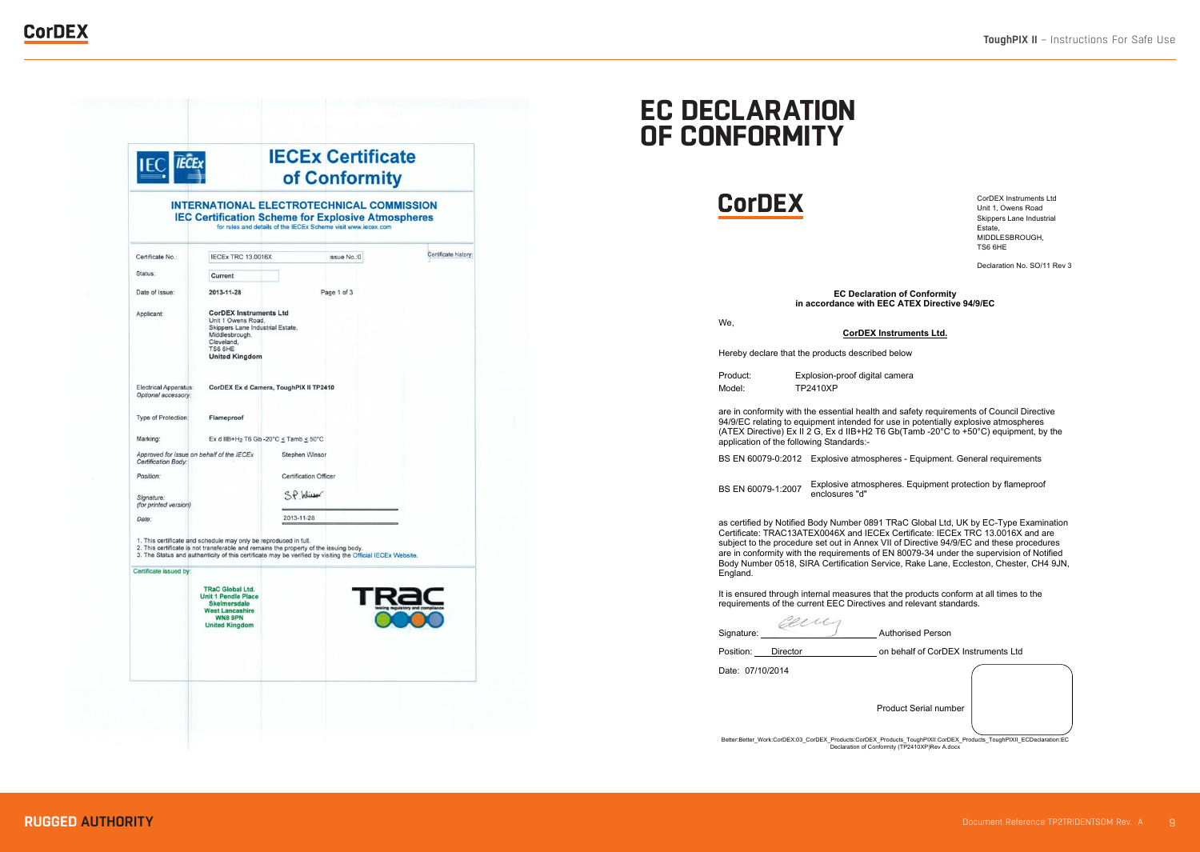# IECEx Certificate of Conformity

**INTERNATIONAL ELECTROTECHNICAL COMMISSION**
**IEC Certification Scheme for Explosive Atmospheres**
for rules and details of the IECEx Scheme visit www.iecex.com

| | | |
|---|---|---|
| Certificate No.: | IECEx TRC 13.0016X | issue No.:0 |
| Status: | Current | |
| Date of Issue: | 2013-11-28 | Page 1 of 3 |

Certificate history:

Applicant: **CorDEX Instruments Ltd**
Unit 1 Owens Road,
Skippers Lane Industrial Estate,
Middlesbrough,
Cleveland,
TS6 6HE
**United Kingdom**

Electrical Apparatus: **CorDEX Ex d Camera, ToughPIX II TP2410**
*Optional accessory:*

Type of Protection: **Flameproof**

Marking: Ex d IIB+$H_2$ T6 Gb -20°C ≤ Tamb ≤ 50°C

*Approved for issue on behalf of the IECEx Certification Body:* Stephen Winsor

*Position:* Certification Officer

*Signature: (for printed version)* S.P. Winsor

*Date:* 2013-11-28

1. This certificate and schedule may only be reproduced in full.
2. This certificate is not transferable and remains the property of the issuing body.
3. The Status and authenticity of this certificate may be verified by visiting the Official IECEx Website.

Certificate issued by:

**TRaC Global Ltd.**
**Unit 1 Pendle Place**
**Skelmersdale**
**West Lancashire**
**WN8 9PN**
**United Kingdom**

# EC DECLARATION OF CONFORMITY

**CorDEX**

CorDEX Instruments Ltd
Unit 1, Owens Road
Skippers Lane Industrial Estate,
MIDDLESBROUGH,
TS6 6HE

Declaration No. SO/11 Rev 3

**EC Declaration of Conformity**
**in accordance with EEC ATEX Directive 94/9/EC**

We,

**CorDEX Instruments Ltd.**

Hereby declare that the products described below

Product: Explosion-proof digital camera
Model: TP2410XP

are in conformity with the essential health and safety requirements of Council Directive 94/9/EC relating to equipment intended for use in potentially explosive atmospheres (ATEX Directive) Ex II 2 G, Ex d IIB+H2 T6 Gb(Tamb -20°C to +50°C) equipment, by the application of the following Standards:-

BS EN 60079-0:2012 Explosive atmospheres - Equipment. General requirements

BS EN 60079-1:2007 Explosive atmospheres. Equipment protection by flameproof enclosures "d"

as certified by Notified Body Number 0891 TRaC Global Ltd, UK by EC-Type Examination Certificate: TRAC13ATEX0046X and IECEx Certificate: IECEx TRC 13.0016X and are subject to the procedure set out in Annex VII of Directive 94/9/EC and these procedures are in conformity with the requirements of EN 80079-34 under the supervision of Notified Body Number 0518, SIRA Certification Service, Rake Lane, Eccleston, Chester, CH4 9JN, England.

It is ensured through internal measures that the products conform at all times to the requirements of the current EEC Directives and relevant standards.

Signature: ________________ Authorised Person

Position: Director on behalf of CorDEX Instruments Ltd

Date: 07/10/2014

Product Serial number

Better:Better_Work:CorDEX:03_CorDEX_Products:CorDEX_Products_ToughPIXII:CorDEX_Products_ToughPIXII_ECDeclaration:EC Declaration of Conformity (TP2410XP)Rev A.docx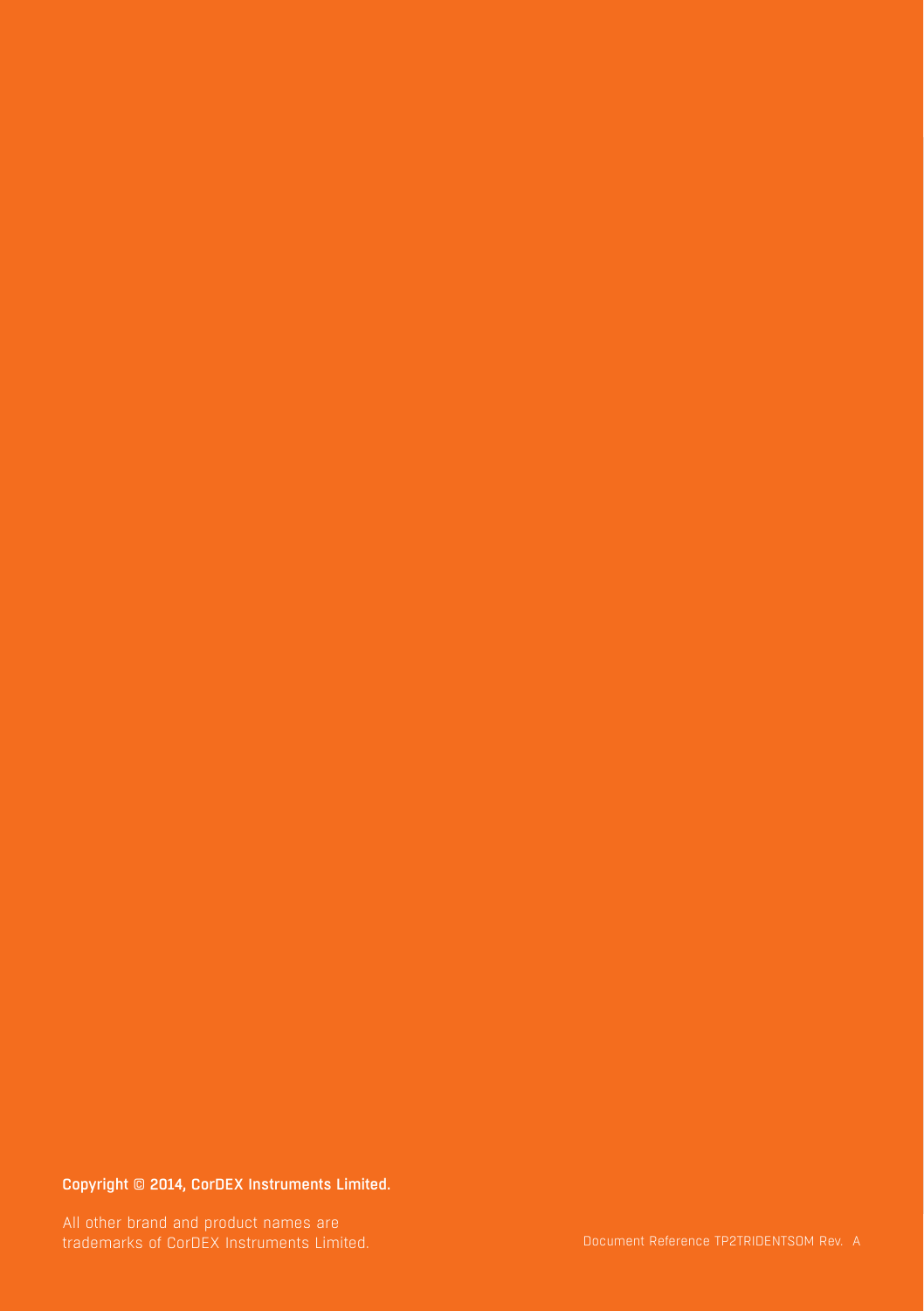**Copyright © 2014, CorDEX Instruments Limited.**

All other brand and product names are trademarks of CorDEX Instruments Limited.

Document Reference TP2TRIDENTSOM Rev. A